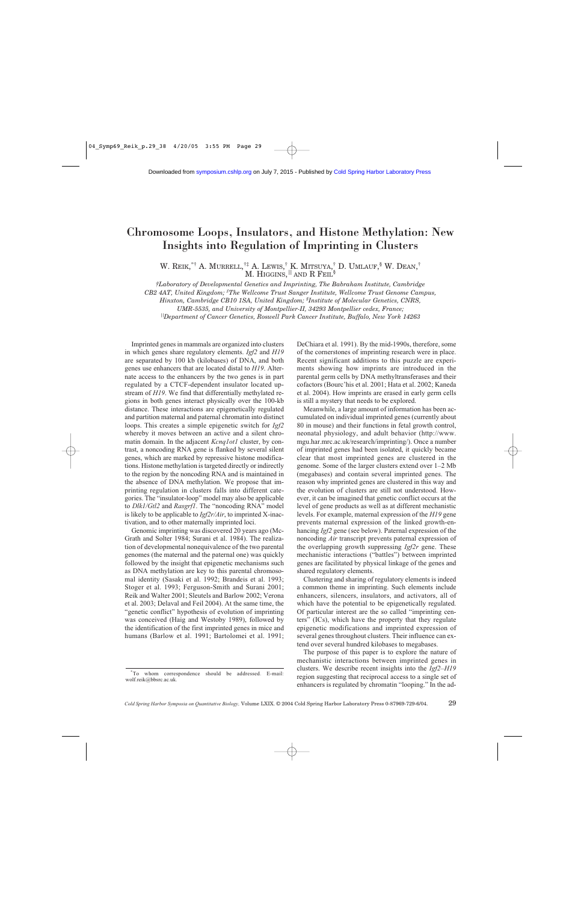# Chromosome Loops, Insulators, and Histone Methylation: New Insights into Regulation of Imprinting in Clusters

W. Reik,[*†] A. Murrell,[†‡] A. Lewis,[†] K. Mitsuya,[†] D. Umlauf,[§] W. Dean,[†] M. Higgins,[||] and R Feil[§]

[†]Laboratory of Developmental Genetics and Imprinting, The Babraham Institute, Cambridge CB2 4AT, United Kingdom; [‡]The Wellcome Trust Sanger Institute, Wellcome Trust Genome Campus, Hinxton, Cambridge CB10 1SA, United Kingdom; [§]Institute of Molecular Genetics, CNRS, UMR-5535, and University of Montpellier-II, 34293 Montpellier cedex, France; [||]Department of Cancer Genetics, Roswell Park Cancer Institute, Buffalo, New York 14263

Imprinted genes in mammals are organized into clusters in which genes share regulatory elements. *Igf2* and *H19* are separated by 100 kb (kilobases) of DNA, and both genes use enhancers that are located distal to *H19*. Alternate access to the enhancers by the two genes is in part regulated by a CTCF-dependent insulator located upstream of *H19*. We find that differentially methylated regions in both genes interact physically over the 100-kb distance. These interactions are epigenetically regulated and partition maternal and paternal chromatin into distinct loops. This creates a simple epigenetic switch for *Igf2* whereby it moves between an active and a silent chromatin domain. In the adjacent *Kcnq1ot1* cluster, by contrast, a noncoding RNA gene is flanked by several silent genes, which are marked by repressive histone modifications. Histone methylation is targeted directly or indirectly to the region by the noncoding RNA and is maintained in the absence of DNA methylation. We propose that imprinting regulation in clusters falls into different categories. The "insulator-loop" model may also be applicable to *Dlk1/Gtl2* and *Rasgrf1*. The "noncoding RNA" model is likely to be applicable to *Igf2r/Air*, to imprinted X-inactivation, and to other maternally imprinted loci.

Genomic imprinting was discovered 20 years ago (McGrath and Solter 1984; Surani et al. 1984). The realization of developmental nonequivalence of the two parental genomes (the maternal and the paternal one) was quickly followed by the insight that epigenetic mechanisms such as DNA methylation are key to this parental chromosomal identity (Sasaki et al. 1992; Brandeis et al. 1993; Stoger et al. 1993; Ferguson-Smith and Surani 2001; Reik and Walter 2001; Sleutels and Barlow 2002; Verona et al. 2003; Delaval and Feil 2004). At the same time, the "genetic conflict" hypothesis of evolution of imprinting was conceived (Haig and Westoby 1989), followed by the identification of the first imprinted genes in mice and humans (Barlow et al. 1991; Bartolomei et al. 1991; DeChiara et al. 1991). By the mid-1990s, therefore, some of the cornerstones of imprinting research were in place. Recent significant additions to this puzzle are experiments showing how imprints are introduced in the parental germ cells by DNA methyltransferases and their cofactors (Bourc'his et al. 2001; Hata et al. 2002; Kaneda et al. 2004). How imprints are erased in early germ cells is still a mystery that needs to be explored.

Meanwhile, a large amount of information has been accumulated on individual imprinted genes (currently about 80 in mouse) and their functions in fetal growth control, neonatal physiology, and adult behavior (http://www.mgu.har.mrc.ac.uk/research/imprinting/). Once a number of imprinted genes had been isolated, it quickly became clear that most imprinted genes are clustered in the genome. Some of the larger clusters extend over 1–2 Mb (megabases) and contain several imprinted genes. The reason why imprinted genes are clustered in this way and the evolution of clusters are still not understood. However, it can be imagined that genetic conflict occurs at the level of gene products as well as at different mechanistic levels. For example, maternal expression of the *H19* gene prevents maternal expression of the linked growth-enhancing *Igf2* gene (see below). Paternal expression of the noncoding *Air* transcript prevents paternal expression of the overlapping growth suppressing *Igf2r* gene. These mechanistic interactions ("battles") between imprinted genes are facilitated by physical linkage of the genes and shared regulatory elements.

Clustering and sharing of regulatory elements is indeed a common theme in imprinting. Such elements include enhancers, silencers, insulators, and activators, all of which have the potential to be epigenetically regulated. Of particular interest are the so called "imprinting centers" (ICs), which have the property that they regulate epigenetic modifications and imprinted expression of several genes throughout clusters. Their influence can extend over several hundred kilobases to megabases.

The purpose of this paper is to explore the nature of mechanistic interactions between imprinted genes in clusters. We describe recent insights into the *Igf2–H19* region suggesting that reciprocal access to a single set of enhancers is regulated by chromatin "looping." In the ad-

[*]To whom correspondence should be addressed. E-mail: wolf.reik@bbsrc.ac.uk.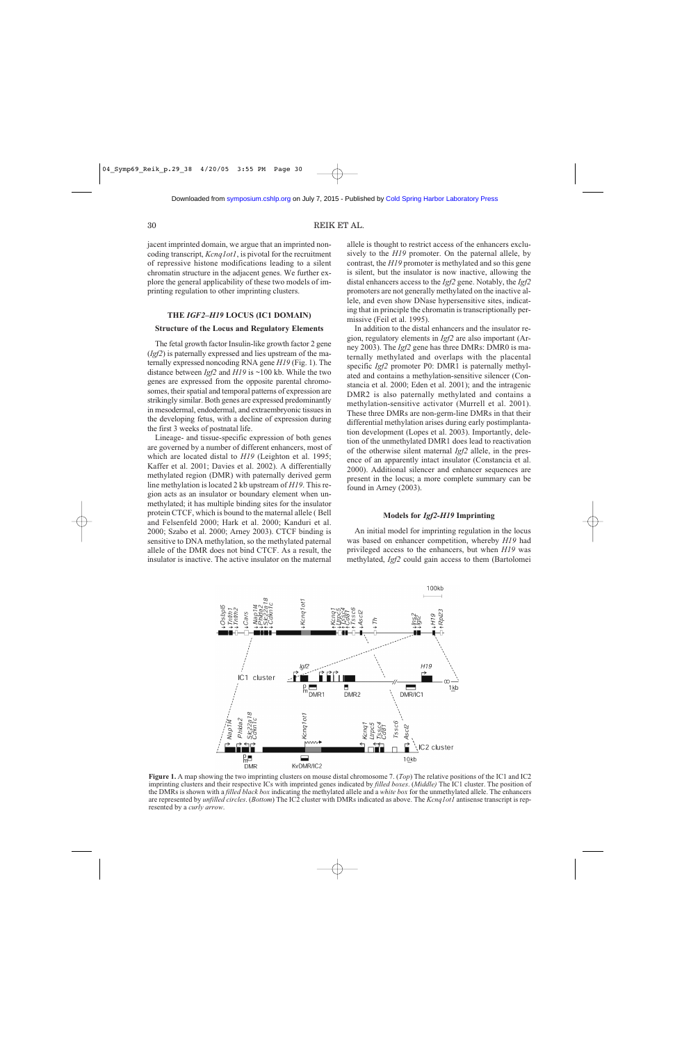jacent imprinted domain, we argue that an imprinted noncoding transcript, *Kcnq1ot1*, is pivotal for the recruitment of repressive histone modifications leading to a silent chromatin structure in the adjacent genes. We further explore the general applicability of these two models of imprinting regulation to other imprinting clusters.

## THE *IGF2–H19* LOCUS (IC1 DOMAIN)

### Structure of the Locus and Regulatory Elements

The fetal growth factor Insulin-like growth factor 2 gene (*Igf2*) is paternally expressed and lies upstream of the maternally expressed noncoding RNA gene *H19* (Fig. 1). The distance between *Igf2* and *H19* is ~100 kb. While the two genes are expressed from the opposite parental chromosomes, their spatial and temporal patterns of expression are strikingly similar. Both genes are expressed predominantly in mesodermal, endodermal, and extraembryonic tissues in the developing fetus, with a decline of expression during the first 3 weeks of postnatal life.

Lineage- and tissue-specific expression of both genes are governed by a number of different enhancers, most of which are located distal to *H19* (Leighton et al. 1995; Kaffer et al. 2001; Davies et al. 2002). A differentially methylated region (DMR) with paternally derived germ line methylation is located 2 kb upstream of *H19*. This region acts as an insulator or boundary element when unmethylated; it has multiple binding sites for the insulator protein CTCF, which is bound to the maternal allele ( Bell and Felsenfeld 2000; Hark et al. 2000; Kanduri et al. 2000; Szabo et al. 2000; Arney 2003). CTCF binding is sensitive to DNA methylation, so the methylated paternal allele of the DMR does not bind CTCF. As a result, the insulator is inactive. The active insulator on the maternal allele is thought to restrict access of the enhancers exclusively to the *H19* promoter. On the paternal allele, by contrast, the *H19* promoter is methylated and so this gene is silent, but the insulator is now inactive, allowing the distal enhancers access to the *Igf2* gene. Notably, the *Igf2* promoters are not generally methylated on the inactive allele, and even show DNase hypersensitive sites, indicating that in principle the chromatin is transcriptionally permissive (Feil et al. 1995).

In addition to the distal enhancers and the insulator region, regulatory elements in *Igf2* are also important (Arney 2003). The *Igf2* gene has three DMRs: DMR0 is maternally methylated and overlaps with the placental specific *Igf2* promoter P0: DMR1 is paternally methylated and contains a methylation-sensitive silencer (Constancia et al. 2000; Eden et al. 2001); and the intragenic DMR2 is also paternally methylated and contains a methylation-sensitive activator (Murrell et al. 2001). These three DMRs are non-germ-line DMRs in that their differential methylation arises during early postimplantation development (Lopes et al. 2003). Importantly, deletion of the unmethylated DMR1 does lead to reactivation of the otherwise silent maternal *Igf2* allele, in the presence of an apparently intact insulator (Constancia et al. 2000). Additional silencer and enhancer sequences are present in the locus; a more complete summary can be found in Arney (2003).

### Models for *Igf2-H19* Imprinting

An initial model for imprinting regulation in the locus was based on enhancer competition, whereby *H19* had privileged access to the enhancers, but when *H19* was methylated, *Igf2* could gain access to them (Bartolomei

**Figure 1.** A map showing the two imprinting clusters on mouse distal chromosome 7. (*Top*) The relative positions of the IC1 and IC2 imprinting clusters and their respective ICs with imprinted genes indicated by *filled boxes*. (*Middle)* The IC1 cluster. The position of the DMRs is shown with a *filled black box* indicating the methylated allele and a *white box* for the unmethylated allele. The enhancers are represented by *unfilled circles*. (*Bottom*) The IC2 cluster with DMRs indicated as above. The *Kcnq1ot1* antisense transcript is represented by a *curly arrow*.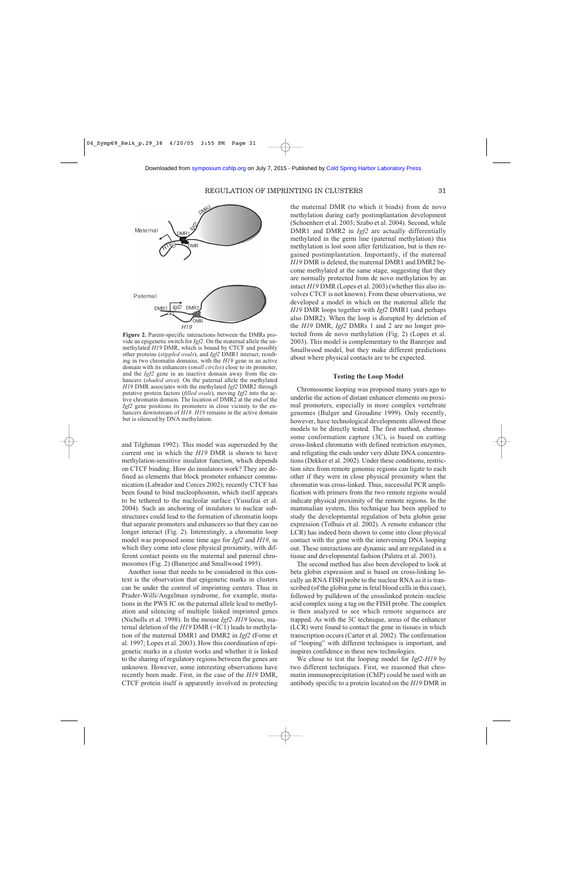**Figure 2.** Parent-specific interactions between the DMRs provide an epigenetic switch for *Igf2*. On the maternal allele the unmethylated *H19* DMR, which is bound by CTCF and possibly other proteins (*stippled ovals*), and *Igf2* DMR1 interact, resulting in two chromatin domains, with the *H19* gene in an active domain with its enhancers (*small circles*) close to its promoter, and the *Igf2* gene in an inactive domain away from the enhancers (*shaded area*). On the paternal allele the methylated *H19* DMR associates with the methylated *Igf2* DMR2 through putative protein factors (*filled ovals*), moving *Igf2* into the active chromatin domain. The location of DMR2 at the end of the *Igf2* gene positions its promoters in close vicinity to the enhancers downstream of *H19*. *H19* remains in the active domain but is silenced by DNA methylation.

and Tilghman 1992). This model was superseded by the current one in which the *H19* DMR is shown to have methylation-sensitive insulator function, which depends on CTCF binding. How do insulators work? They are defined as elements that block promoter enhancer communication (Labrador and Corces 2002); recently CTCF has been found to bind nucleophosmin, which itself appears to be tethered to the nucleolar surface (Yusufzai et al. 2004). Such an anchoring of insulators to nuclear substructures could lead to the formation of chromatin loops that separate promoters and enhancers so that they can no longer interact (Fig. 2). Interestingly, a chromatin loop model was proposed some time ago for *Igf2* and *H19*, in which they come into close physical proximity, with different contact points on the maternal and paternal chromosomes (Fig. 2) (Banerjee and Smallwood 1995).

Another issue that needs to be considered in this context is the observation that epigenetic marks in clusters can be under the control of imprinting centers. Thus in Prader-Willi/Angelman syndrome, for example, mutations in the PWS IC on the paternal allele lead to methylation and silencing of multiple linked imprinted genes (Nicholls et al. 1998). In the mouse *Igf2–H19* locus, maternal deletion of the *H19* DMR (=IC1) leads to methylation of the maternal DMR1 and DMR2 in *Igf2* (Forne et al. 1997; Lopes et al. 2003). How this coordination of epigenetic marks in a cluster works and whether it is linked to the sharing of regulatory regions between the genes are unknown. However, some interesting observations have recently been made. First, in the case of the *H19* DMR, CTCF protein itself is apparently involved in protecting the maternal DMR (to which it binds) from de novo methylation during early postimplantation development (Schoenherr et al. 2003; Szabo et al. 2004). Second, while DMR1 and DMR2 in *Igf2* are actually differentially methylated in the germ line (paternal methylation) this methylation is lost soon after fertilization, but is then regained postimplantation. Importantly, if the maternal *H19* DMR is deleted, the maternal DMR1 and DMR2 become methylated at the same stage, suggesting that they are normally protected from de novo methylation by an intact *H19* DMR (Lopes et al. 2003) (whether this also involves CTCF is not known). From these observations, we developed a model in which on the maternal allele the *H19* DMR loops together with *Igf2* DMR1 (and perhaps also DMR2). When the loop is disrupted by deletion of the *H19* DMR, *Igf2* DMRs 1 and 2 are no longer protected from de novo methylation (Fig. 2) (Lopes et al. 2003). This model is complementary to the Banerjee and Smallwood model, but they make different predictions about where physical contacts are to be expected.

## Testing the Loop Model

Chromosome looping was proposed many years ago to underlie the action of distant enhancer elements on proximal promoters, especially in more complex vertebrate genomes (Bulger and Groudine 1999). Only recently, however, have technological developments allowed these models to be directly tested. The first method, chromosome conformation capture (3C), is based on cutting cross-linked chromatin with defined restriction enzymes, and religating the ends under very dilute DNA concentrations (Dekker et al. 2002). Under these conditions, restriction sites from remote genomic regions can ligate to each other if they were in close physical proximity when the chromatin was cross-linked. Thus, successful PCR amplification with primers from the two remote regions would indicate physical proximity of the remote regions. In the mammalian system, this technique has been applied to study the developmental regulation of beta globin gene expression (Tolhuis et al. 2002). A remote enhancer (the LCR) has indeed been shown to come into close physical contact with the gene with the intervening DNA looping out. These interactions are dynamic and are regulated in a tissue and developmental fashion (Palstra et al. 2003).

The second method has also been developed to look at beta globin expression and is based on cross-linking locally an RNA FISH probe to the nuclear RNA as it is transcribed (of the globin gene in fetal blood cells in this case), followed by pulldown of the crosslinked protein–nucleic acid complex using a tag on the FISH probe. The complex is then analyzed to see which remote sequences are trapped. As with the 3C technique, areas of the enhancer (LCR) were found to contact the gene in tissues in which transcription occurs (Carter et al. 2002). The confirmation of "looping" with different techniques is important, and inspires confidence in these new technologies.

We chose to test the looping model for *Igf2-H19* by two different techniques. First, we reasoned that chromatin immunoprecipitation (ChIP) could be used with an antibody specific to a protein located on the *H19* DMR in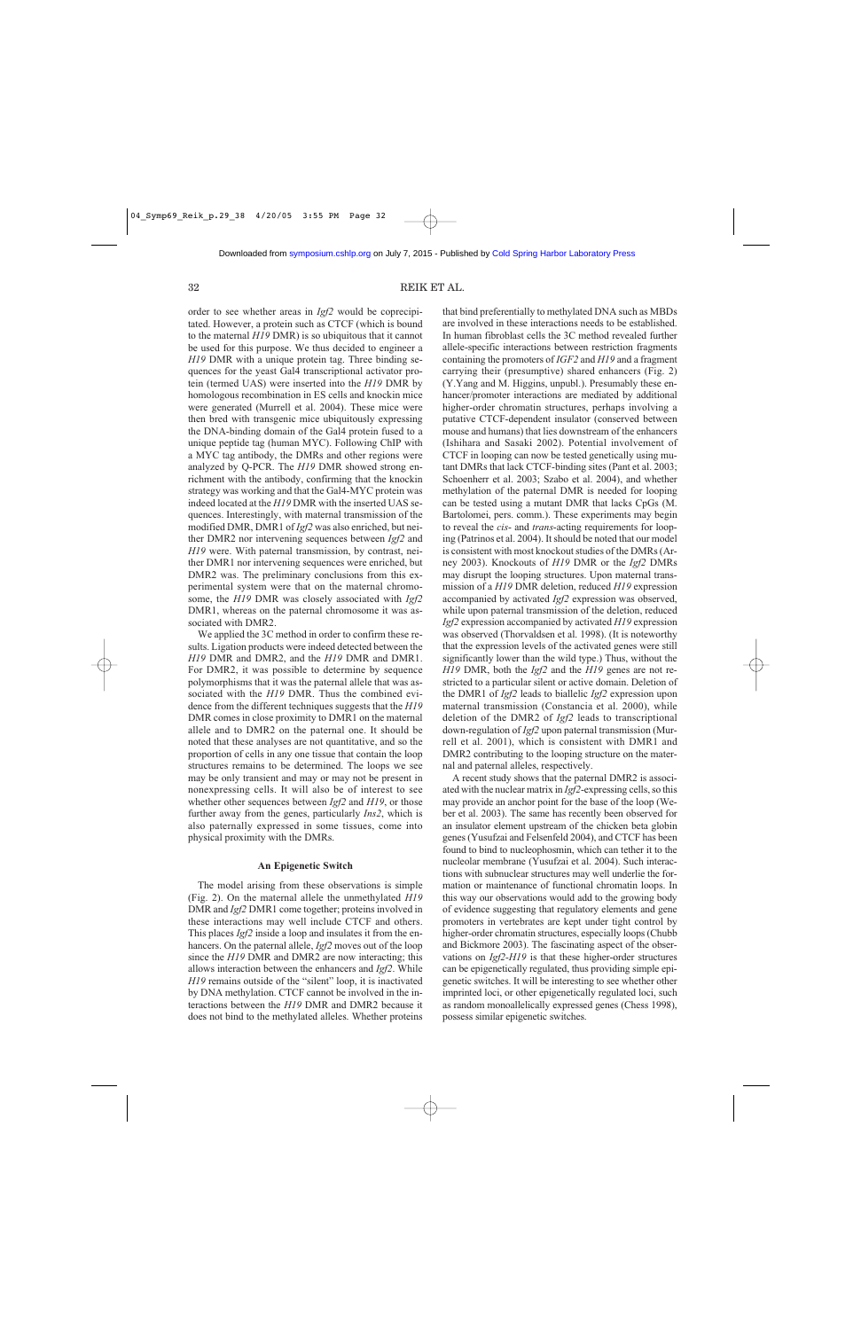order to see whether areas in *Igf2* would be coprecipitated. However, a protein such as CTCF (which is bound to the maternal *H19* DMR) is so ubiquitous that it cannot be used for this purpose. We thus decided to engineer a *H19* DMR with a unique protein tag. Three binding sequences for the yeast Gal4 transcriptional activator protein (termed UAS) were inserted into the *H19* DMR by homologous recombination in ES cells and knockin mice were generated (Murrell et al. 2004). These mice were then bred with transgenic mice ubiquitously expressing the DNA-binding domain of the Gal4 protein fused to a unique peptide tag (human MYC). Following ChIP with a MYC tag antibody, the DMRs and other regions were analyzed by Q-PCR. The *H19* DMR showed strong enrichment with the antibody, confirming that the knockin strategy was working and that the Gal4-MYC protein was indeed located at the *H19* DMR with the inserted UAS sequences. Interestingly, with maternal transmission of the modified DMR, DMR1 of *Igf2* was also enriched, but neither DMR2 nor intervening sequences between *Igf2* and *H19* were. With paternal transmission, by contrast, neither DMR1 nor intervening sequences were enriched, but DMR2 was. The preliminary conclusions from this experimental system were that on the maternal chromosome, the *H19* DMR was closely associated with *Igf2* DMR1, whereas on the paternal chromosome it was associated with DMR2.

We applied the 3C method in order to confirm these results. Ligation products were indeed detected between the *H19* DMR and DMR2, and the *H19* DMR and DMR1. For DMR2, it was possible to determine by sequence polymorphisms that it was the paternal allele that was associated with the *H19* DMR. Thus the combined evidence from the different techniques suggests that the *H19* DMR comes in close proximity to DMR1 on the maternal allele and to DMR2 on the paternal one. It should be noted that these analyses are not quantitative, and so the proportion of cells in any one tissue that contain the loop structures remains to be determined. The loops we see may be only transient and may or may not be present in nonexpressing cells. It will also be of interest to see whether other sequences between *Igf2* and *H19*, or those further away from the genes, particularly *Ins2*, which is also paternally expressed in some tissues, come into physical proximity with the DMRs.

### An Epigenetic Switch

The model arising from these observations is simple (Fig. 2). On the maternal allele the unmethylated *H19* DMR and *Igf2* DMR1 come together; proteins involved in these interactions may well include CTCF and others. This places *Igf2* inside a loop and insulates it from the enhancers. On the paternal allele, *Igf2* moves out of the loop since the *H19* DMR and DMR2 are now interacting; this allows interaction between the enhancers and *Igf2*. While *H19* remains outside of the "silent" loop, it is inactivated by DNA methylation. CTCF cannot be involved in the interactions between the *H19* DMR and DMR2 because it does not bind to the methylated alleles. Whether proteins that bind preferentially to methylated DNA such as MBDs are involved in these interactions needs to be established. In human fibroblast cells the 3C method revealed further allele-specific interactions between restriction fragments containing the promoters of *IGF2* and *H19* and a fragment carrying their (presumptive) shared enhancers (Fig. 2) (Y.Yang and M. Higgins, unpubl.). Presumably these enhancer/promoter interactions are mediated by additional higher-order chromatin structures, perhaps involving a putative CTCF-dependent insulator (conserved between mouse and humans) that lies downstream of the enhancers (Ishihara and Sasaki 2002). Potential involvement of CTCF in looping can now be tested genetically using mutant DMRs that lack CTCF-binding sites (Pant et al. 2003; Schoenherr et al. 2003; Szabo et al. 2004), and whether methylation of the paternal DMR is needed for looping can be tested using a mutant DMR that lacks CpGs (M. Bartolomei, pers. comm.). These experiments may begin to reveal the *cis*- and *trans*-acting requirements for looping (Patrinos et al. 2004). It should be noted that our model is consistent with most knockout studies of the DMRs (Arney 2003). Knockouts of *H19* DMR or the *Igf2* DMRs may disrupt the looping structures. Upon maternal transmission of a *H19* DMR deletion, reduced *H19* expression accompanied by activated *Igf2* expression was observed, while upon paternal transmission of the deletion, reduced *Igf2* expression accompanied by activated *H19* expression was observed (Thorvaldsen et al. 1998). (It is noteworthy that the expression levels of the activated genes were still significantly lower than the wild type.) Thus, without the *H19* DMR, both the *Igf2* and the *H19* genes are not restricted to a particular silent or active domain. Deletion of the DMR1 of *Igf2* leads to biallelic *Igf2* expression upon maternal transmission (Constancia et al. 2000), while deletion of the DMR2 of *Igf2* leads to transcriptional down-regulation of *Igf2* upon paternal transmission (Murrell et al. 2001), which is consistent with DMR1 and DMR2 contributing to the looping structure on the maternal and paternal alleles, respectively.

A recent study shows that the paternal DMR2 is associated with the nuclear matrix in *Igf2*-expressing cells, so this may provide an anchor point for the base of the loop (Weber et al. 2003). The same has recently been observed for an insulator element upstream of the chicken beta globin genes (Yusufzai and Felsenfeld 2004), and CTCF has been found to bind to nucleophosmin, which can tether it to the nucleolar membrane (Yusufzai et al. 2004). Such interactions with subnuclear structures may well underlie the formation or maintenance of functional chromatin loops. In this way our observations would add to the growing body of evidence suggesting that regulatory elements and gene promoters in vertebrates are kept under tight control by higher-order chromatin structures, especially loops (Chubb and Bickmore 2003). The fascinating aspect of the observations on *Igf2-H19* is that these higher-order structures can be epigenetically regulated, thus providing simple epigenetic switches. It will be interesting to see whether other imprinted loci, or other epigenetically regulated loci, such as random monoallelically expressed genes (Chess 1998), possess similar epigenetic switches.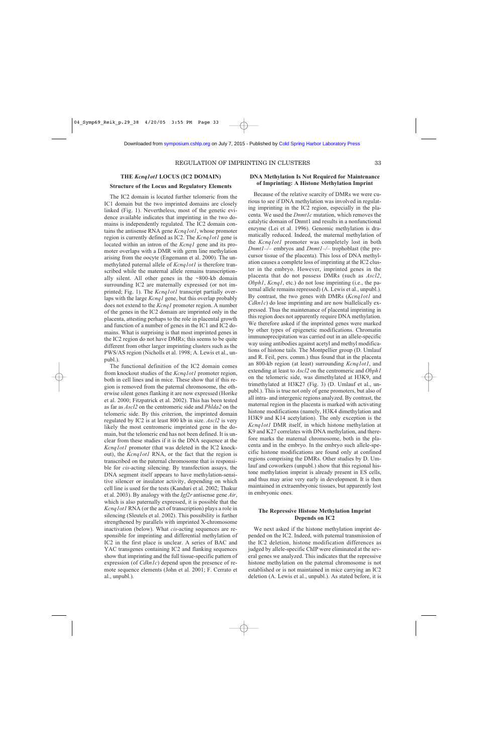## THE *Kcnq1ot1* LOCUS (IC2 DOMAIN)

### Structure of the Locus and Regulatory Elements

The IC2 domain is located further telomeric from the IC1 domain but the two imprinted domains are closely linked (Fig. 1). Nevertheless, most of the genetic evidence available indicates that imprinting in the two domains is independently regulated. The IC2 domain contains the antisense RNA gene *Kcnq1ot1*, whose promoter region is currently defined as IC2. The *Kcnq1ot1* gene is located within an intron of the *Kcnq1* gene and its promoter overlaps with a DMR with germ line methylation arising from the oocyte (Engemann et al. 2000). The unmethylated paternal allele of *Kcnq1ot1* is therefore transcribed while the maternal allele remains transcriptionally silent. All other genes in the ~800-kb domain surrounding IC2 are maternally expressed (or not imprinted; Fig. 1). The *Kcnq1ot1* transcript partially overlaps with the large *Kcnq1* gene, but this overlap probably does not extend to the *Kcnq1* promoter region. A number of the genes in the IC2 domain are imprinted only in the placenta, attesting perhaps to the role in placental growth and function of a number of genes in the IC1 and IC2 domains. What is surprising is that most imprinted genes in the IC2 region do not have DMRs; this seems to be quite different from other larger imprinting clusters such as the PWS/AS region (Nicholls et al. 1998; A. Lewis et al., unpubl.).

The functional definition of the IC2 domain comes from knockout studies of the *Kcnq1ot1* promoter region, both in cell lines and in mice. These show that if this region is removed from the paternal chromosome, the otherwise silent genes flanking it are now expressed (Horike et al. 2000; Fitzpatrick et al. 2002). This has been tested as far as *Ascl2* on the centromeric side and *Phlda2* on the telomeric side. By this criterion, the imprinted domain regulated by IC2 is at least 800 kb in size. *Ascl2* is very likely the most centromeric imprinted gene in the domain, but the telomeric end has not been defined. It is unclear from these studies if it is the DNA sequence at the *Kcnq1ot1* promoter (that was deleted in the IC2 knockout), the *Kcnq1ot1* RNA, or the fact that the region is transcribed on the paternal chromosome that is responsible for *cis*-acting silencing. By transfection assays, the DNA segment itself appears to have methylation-sensitive silencer or insulator activity, depending on which cell line is used for the tests (Kanduri et al. 2002; Thakur et al. 2003). By analogy with the *Igf2r* antisense gene *Air*, which is also paternally expressed, it is possible that the *Kcnq1ot1* RNA (or the act of transcription) plays a role in silencing (Sleutels et al. 2002). This possibility is further strengthened by parallels with imprinted X-chromosome inactivation (below). What *cis*-acting sequences are responsible for imprinting and differential methylation of IC2 in the first place is unclear. A series of BAC and YAC transgenes containing IC2 and flanking sequences show that imprinting and the full tissue-specific pattern of expression (of *Cdkn1c*) depend upon the presence of remote sequence elements (John et al. 2001; F. Cerrato et al., unpubl.).

### DNA Methylation Is Not Required for Maintenance of Imprinting: A Histone Methylation Imprint

Because of the relative scarcity of DMRs we were curious to see if DNA methylation was involved in regulating imprinting in the IC2 region, especially in the placenta. We used the *Dnmt1c* mutation, which removes the catalytic domain of Dnmt1 and results in a nonfunctional enzyme (Lei et al. 1996). Genomic methylation is dramatically reduced. Indeed, the maternal methylation of the *Kcnq1ot1* promoter was completely lost in both *Dnmt1*–/– embryos and *Dnmt1*–/– trophoblast (the precursor tissue of the placenta). This loss of DNA methylation causes a complete loss of imprinting at the IC2 cluster in the embryo. However, imprinted genes in the placenta that do not possess DMRs (such as *Ascl2*, *Obph1*, *Kcnq1*, etc.) do not lose imprinting (i.e., the paternal allele remains repressed) (A. Lewis et al., unpubl.). By contrast, the two genes with DMRs (*Kcnq1ot1* and *Cdkn1c*) do lose imprinting and are now biallelically expressed. Thus the maintenance of placental imprinting in this region does not apparently require DNA methylation. We therefore asked if the imprinted genes were marked by other types of epigenetic modifications. Chromatin immunoprecipitation was carried out in an allele-specific way using antibodies against acetyl and methyl modifications of histone tails. The Montpellier group (D. Umlauf and R. Feil, pers. comm.) thus found that in the placenta an 800-kb region (at least) surrounding *Kcnq1ot1*, and extending at least to *Ascl2* on the centromeric and *Obph1* on the telomeric side, was dimethylated at H3K9, and trimethylated at H3K27 (Fig. 3) (D. Umlauf et al., unpubl.). This is true not only of gene promoters, but also of all intra- and intergenic regions analyzed. By contrast, the maternal region in the placenta is marked with activating histone modifications (namely, H3K4 dimethylation and H3K9 and K14 acetylation). The only exception is the *Kcnq1ot1* DMR itself, in which histone methylation at K9 and K27 correlates with DNA methylation, and therefore marks the maternal chromosome, both in the placenta and in the embryo. In the embryo such allele-specific histone modifications are found only at confined regions comprising the DMRs. Other studies by D. Umlauf and coworkers (unpubl.) show that this regional histone methylation imprint is already present in ES cells, and thus may arise very early in development. It is then maintained in extraembryonic tissues, but apparently lost in embryonic ones.

### The Repressive Histone Methylation Imprint Depends on IC2

We next asked if the histone methylation imprint depended on the IC2. Indeed, with paternal transmission of the IC2 deletion, histone modification differences as judged by allele-specific ChIP were eliminated at the several genes we analyzed. This indicates that the repressive histone methylation on the paternal chromosome is not established or is not maintained in mice carrying an IC2 deletion (A. Lewis et al., unpubl.). As stated before, it is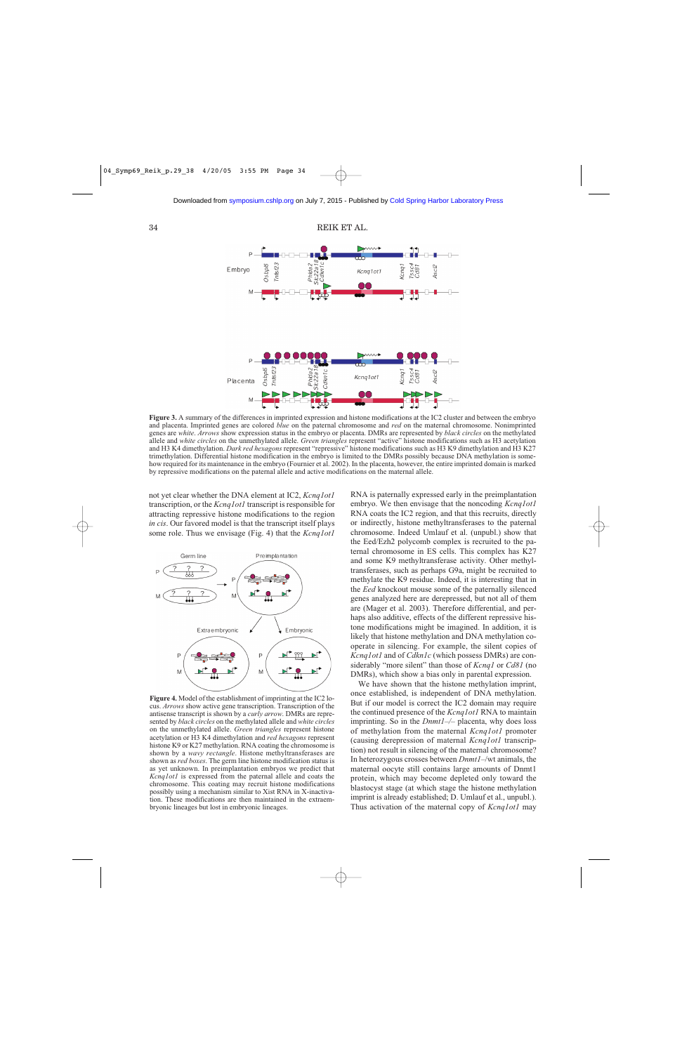**Figure 3.** A summary of the differences in imprinted expression and histone modifications at the IC2 cluster and between the embryo and placenta. Imprinted genes are colored *blue* on the paternal chromosome and *red* on the maternal chromosome. Nonimprinted genes are *white*. *Arrows* show expression status in the embryo or placenta. DMRs are represented by *black circles* on the methylated allele and *white circles* on the unmethylated allele. *Green triangles* represent "active" histone modifications such as H3 acetylation and H3 K4 dimethylation. *Dark red hexagons* represent "repressive" histone modifications such as H3 K9 dimethylation and H3 K27 trimethylation. Differential histone modification in the embryo is limited to the DMRs possibly because DNA methylation is somehow required for its maintenance in the embryo (Fournier et al. 2002). In the placenta, however, the entire imprinted domain is marked by repressive modifications on the paternal allele and active modifications on the maternal allele.

not yet clear whether the DNA element at IC2, *Kcnq1ot1* transcription, or the *Kcnq1ot1* transcript is responsible for attracting repressive histone modifications to the region *in cis*. Our favored model is that the transcript itself plays some role. Thus we envisage (Fig. 4) that the *Kcnq1ot1* RNA is paternally expressed early in the preimplantation embryo. We then envisage that the noncoding *Kcnq1ot1* RNA coats the IC2 region, and that this recruits, directly or indirectly, histone methyltransferases to the paternal chromosome. Indeed Umlauf et al. (unpubl.) show that the Eed/Ezh2 polycomb complex is recruited to the paternal chromosome in ES cells. This complex has K27 and some K9 methyltransferase activity. Other methyltransferases, such as perhaps G9a, might be recruited to methylate the K9 residue. Indeed, it is interesting that in the *Eed* knockout mouse some of the paternally silenced genes analyzed here are derepressed, but not all of them are (Mager et al. 2003). Therefore differential, and perhaps also additive, effects of the different repressive histone modifications might be imagined. In addition, it is likely that histone methylation and DNA methylation cooperate in silencing. For example, the silent copies of *Kcnq1ot1* and of *Cdkn1c* (which possess DMRs) are considerably "more silent" than those of *Kcnq1* or *Cd81* (no DMRs), which show a bias only in parental expression.

**Figure 4.** Model of the establishment of imprinting at the IC2 locus. *Arrows* show active gene transcription. Transcription of the antisense transcript is shown by a *curly arrow*. DMRs are represented by *black circles* on the methylated allele and *white circles* on the unmethylated allele. *Green triangles* represent histone acetylation or H3 K4 dimethylation and *red hexagons* represent histone K9 or K27 methylation. RNA coating the chromosome is shown by a *wavy rectangle*. Histone methyltransferases are shown as *red boxes*. The germ line histone modification status is as yet unknown. In preimplantation embryos we predict that *Kcnq1ot1* is expressed from the paternal allele and coats the chromosome. This coating may recruit histone modifications possibly using a mechanism similar to Xist RNA in X-inactivation. These modifications are then maintained in the extraembryonic lineages but lost in embryonic lineages.

We have shown that the histone methylation imprint, once established, is independent of DNA methylation. But if our model is correct the IC2 domain may require the continued presence of the *Kcnq1ot1* RNA to maintain imprinting. So in the *Dnmt1*–/– placenta, why does loss of methylation from the maternal *Kcnq1ot1* promoter (causing derepression of maternal *Kcnq1ot1* transcription) not result in silencing of the maternal chromosome? In heterozygous crosses between *Dnmt1*–/wt animals, the maternal oocyte still contains large amounts of Dnmt1 protein, which may become depleted only toward the blastocyst stage (at which stage the histone methylation imprint is already established; D. Umlauf et al., unpubl.). Thus activation of the maternal copy of *Kcnq1ot1* may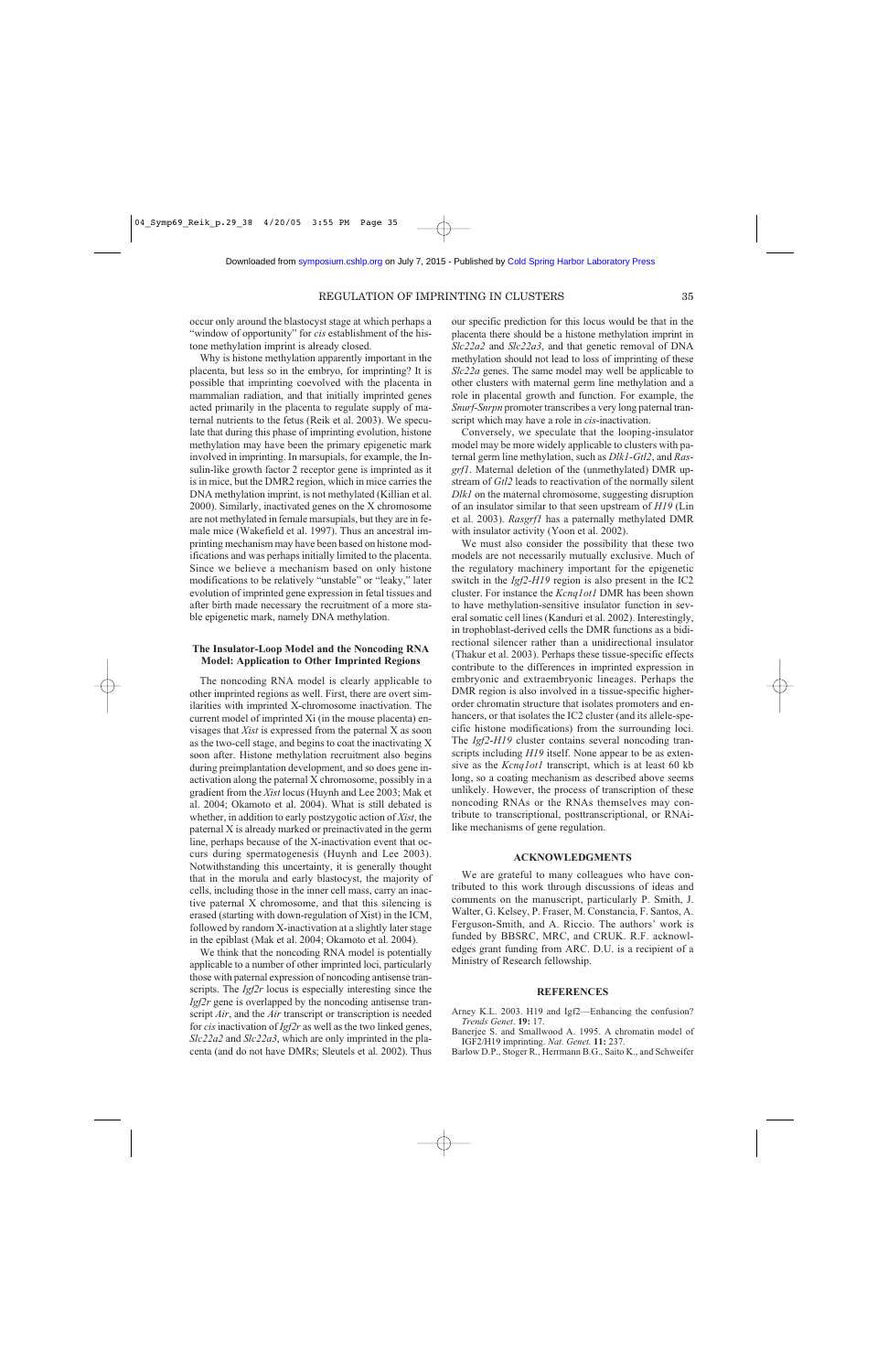occur only around the blastocyst stage at which perhaps a "window of opportunity" for *cis* establishment of the histone methylation imprint is already closed.

Why is histone methylation apparently important in the placenta, but less so in the embryo, for imprinting? It is possible that imprinting coevolved with the placenta in mammalian radiation, and that initially imprinted genes acted primarily in the placenta to regulate supply of maternal nutrients to the fetus (Reik et al. 2003). We speculate that during this phase of imprinting evolution, histone methylation may have been the primary epigenetic mark involved in imprinting. In marsupials, for example, the Insulin-like growth factor 2 receptor gene is imprinted as it is in mice, but the DMR2 region, which in mice carries the DNA methylation imprint, is not methylated (Killian et al. 2000). Similarly, inactivated genes on the X chromosome are not methylated in female marsupials, but they are in female mice (Wakefield et al. 1997). Thus an ancestral imprinting mechanism may have been based on histone modifications and was perhaps initially limited to the placenta. Since we believe a mechanism based on only histone modifications to be relatively "unstable" or "leaky," later evolution of imprinted gene expression in fetal tissues and after birth made necessary the recruitment of a more stable epigenetic mark, namely DNA methylation.

## The Insulator-Loop Model and the Noncoding RNA Model: Application to Other Imprinted Regions

The noncoding RNA model is clearly applicable to other imprinted regions as well. First, there are overt similarities with imprinted X-chromosome inactivation. The current model of imprinted Xi (in the mouse placenta) envisages that *Xist* is expressed from the paternal X as soon as the two-cell stage, and begins to coat the inactivating X soon after. Histone methylation recruitment also begins during preimplantation development, and so does gene inactivation along the paternal X chromosome, possibly in a gradient from the *Xist* locus (Huynh and Lee 2003; Mak et al. 2004; Okamoto et al. 2004). What is still debated is whether, in addition to early postzygotic action of *Xist*, the paternal X is already marked or preinactivated in the germ line, perhaps because of the X-inactivation event that occurs during spermatogenesis (Huynh and Lee 2003). Notwithstanding this uncertainty, it is generally thought that in the morula and early blastocyst, the majority of cells, including those in the inner cell mass, carry an inactive paternal X chromosome, and that this silencing is erased (starting with down-regulation of Xist) in the ICM, followed by random X-inactivation at a slightly later stage in the epiblast (Mak et al. 2004; Okamoto et al. 2004).

We think that the noncoding RNA model is potentially applicable to a number of other imprinted loci, particularly those with paternal expression of noncoding antisense transcripts. The *Igf2r* locus is especially interesting since the *Igf2r* gene is overlapped by the noncoding antisense transcript *Air*, and the *Air* transcript or transcription is needed for *cis* inactivation of *Igf2r* as well as the two linked genes, *Slc22a2* and *Slc22a3*, which are only imprinted in the placenta (and do not have DMRs; Sleutels et al. 2002). Thus our specific prediction for this locus would be that in the placenta there should be a histone methylation imprint in *Slc22a2* and *Slc22a3*, and that genetic removal of DNA methylation should not lead to loss of imprinting of these *Slc22a* genes. The same model may well be applicable to other clusters with maternal germ line methylation and a role in placental growth and function. For example, the *Snurf-Snrpn* promoter transcribes a very long paternal transcript which may have a role in *cis*-inactivation.

Conversely, we speculate that the looping-insulator model may be more widely applicable to clusters with paternal germ line methylation, such as *Dlk1-Gtl2*, and *Rasgrf1*. Maternal deletion of the (unmethylated) DMR upstream of *Gtl2* leads to reactivation of the normally silent *Dlk1* on the maternal chromosome, suggesting disruption of an insulator similar to that seen upstream of *H19* (Lin et al. 2003). *Rasgrf1* has a paternally methylated DMR with insulator activity (Yoon et al. 2002).

We must also consider the possibility that these two models are not necessarily mutually exclusive. Much of the regulatory machinery important for the epigenetic switch in the *Igf2-H19* region is also present in the IC2 cluster. For instance the *Kcnq1ot1* DMR has been shown to have methylation-sensitive insulator function in several somatic cell lines (Kanduri et al. 2002). Interestingly, in trophoblast-derived cells the DMR functions as a bidirectional silencer rather than a unidirectional insulator (Thakur et al. 2003). Perhaps these tissue-specific effects contribute to the differences in imprinted expression in embryonic and extraembryonic lineages. Perhaps the DMR region is also involved in a tissue-specific higher-order chromatin structure that isolates promoters and enhancers, or that isolates the IC2 cluster (and its allele-specific histone modifications) from the surrounding loci. The *Igf2-H19* cluster contains several noncoding transcripts including *H19* itself. None appear to be as extensive as the *Kcnq1ot1* transcript, which is at least 60 kb long, so a coating mechanism as described above seems unlikely. However, the process of transcription of these noncoding RNAs or the RNAs themselves may contribute to transcriptional, posttranscriptional, or RNAi-like mechanisms of gene regulation.

## ACKNOWLEDGMENTS

We are grateful to many colleagues who have contributed to this work through discussions of ideas and comments on the manuscript, particularly P. Smith, J. Walter, G. Kelsey, P. Fraser, M. Constancia, F. Santos, A. Ferguson-Smith, and A. Riccio. The authors' work is funded by BBSRC, MRC, and CRUK. R.F. acknowledges grant funding from ARC. D.U. is a recipient of a Ministry of Research fellowship.

## REFERENCES

Arney K.L. 2003. H19 and Igf2—Enhancing the confusion? *Trends Genet.* **19:** 17.

Banerjee S. and Smallwood A. 1995. A chromatin model of IGF2/H19 imprinting. *Nat. Genet.* **11:** 237.

Barlow D.P., Stoger R., Herrmann B.G., Saito K., and Schweifer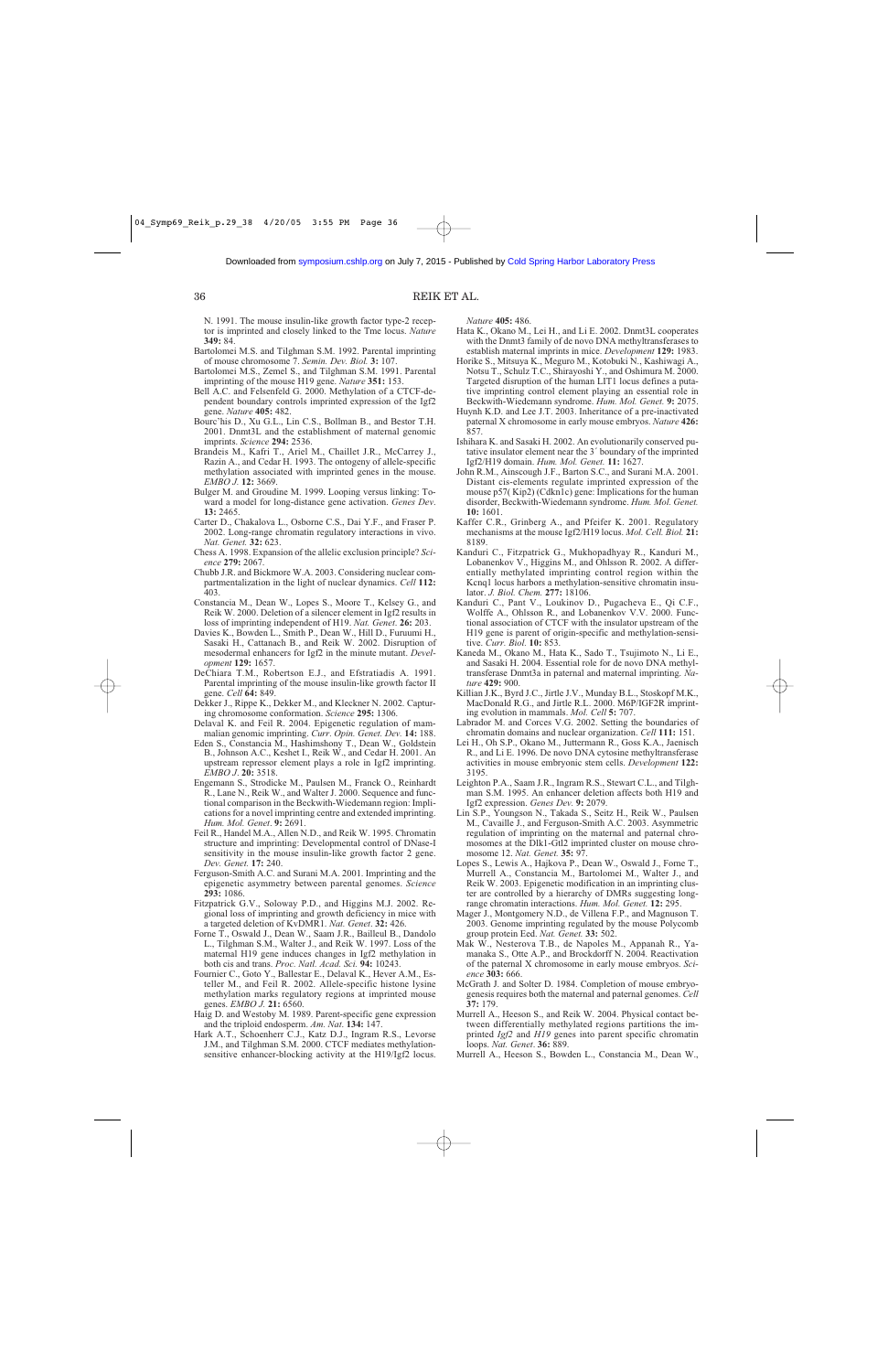N. 1991. The mouse insulin-like growth factor type-2 receptor is imprinted and closely linked to the Tme locus. *Nature* **349:** 84.

Bartolomei M.S. and Tilghman S.M. 1992. Parental imprinting of mouse chromosome 7. *Semin. Dev. Biol.* **3:** 107.

Bartolomei M.S., Zemel S., and Tilghman S.M. 1991. Parental imprinting of the mouse H19 gene. *Nature* **351:** 153.

Bell A.C. and Felsenfeld G. 2000. Methylation of a CTCF-dependent boundary controls imprinted expression of the Igf2 gene. *Nature* **405:** 482.

Bourc'his D., Xu G.L., Lin C.S., Bollman B., and Bestor T.H. 2001. Dnmt3L and the establishment of maternal genomic imprints. *Science* **294:** 2536.

Brandeis M., Kafri T., Ariel M., Chaillet J.R., McCarrey J., Razin A., and Cedar H. 1993. The ontogeny of allele-specific methylation associated with imprinted genes in the mouse. *EMBO J.* **12:** 3669.

Bulger M. and Groudine M. 1999. Looping versus linking: Toward a model for long-distance gene activation. *Genes Dev.* **13:** 2465.

Carter D., Chakalova L., Osborne C.S., Dai Y.F., and Fraser P. 2002. Long-range chromatin regulatory interactions in vivo. *Nat. Genet.* **32:** 623.

Chess A. 1998. Expansion of the allelic exclusion principle? *Science* **279:** 2067.

Chubb J.R. and Bickmore W.A. 2003. Considering nuclear compartmentalization in the light of nuclear dynamics. *Cell* **112:** 403.

Constancia M., Dean W., Lopes S., Moore T., Kelsey G., and Reik W. 2000. Deletion of a silencer element in Igf2 results in loss of imprinting independent of H19. *Nat. Genet.* **26:** 203.

Davies K., Bowden L., Smith P., Dean W., Hill D., Furuumi H., Sasaki H., Cattanach B., and Reik W. 2002. Disruption of mesodermal enhancers for Igf2 in the minute mutant. *Development* **129:** 1657.

DeChiara T.M., Robertson E.J., and Efstratiadis A. 1991. Parental imprinting of the mouse insulin-like growth factor II gene. *Cell* **64:** 849.

Dekker J., Rippe K., Dekker M., and Kleckner N. 2002. Capturing chromosome conformation. *Science* **295:** 1306.

Delaval K. and Feil R. 2004. Epigenetic regulation of mammalian genomic imprinting. *Curr. Opin. Genet. Dev.* **14:** 188.

Eden S., Constancia M., Hashimshony T., Dean W., Goldstein B., Johnson A.C., Keshet I., Reik W., and Cedar H. 2001. An upstream repressor element plays a role in Igf2 imprinting. *EMBO J.* **20:** 3518.

Engemann S., Strodicke M., Paulsen M., Franck O., Reinhardt R., Lane N., Reik W., and Walter J. 2000. Sequence and functional comparison in the Beckwith-Wiedemann region: Implications for a novel imprinting centre and extended imprinting. *Hum. Mol. Genet.* **9:** 2691.

Feil R., Handel M.A., Allen N.D., and Reik W. 1995. Chromatin structure and imprinting: Developmental control of DNase-I sensitivity in the mouse insulin-like growth factor 2 gene. *Dev. Genet.* **17:** 240.

Ferguson-Smith A.C. and Surani M.A. 2001. Imprinting and the epigenetic asymmetry between parental genomes. *Science* **293:** 1086.

Fitzpatrick G.V., Soloway P.D., and Higgins M.J. 2002. Regional loss of imprinting and growth deficiency in mice with a targeted deletion of KvDMR1. *Nat. Genet.* **32:** 426.

Forne T., Oswald J., Dean W., Saam J.R., Bailleul B., Dandolo L., Tilghman S.M., Walter J., and Reik W. 1997. Loss of the maternal H19 gene induces changes in Igf2 methylation in both cis and trans. *Proc. Natl. Acad. Sci.* **94:** 10243.

Fournier C., Goto Y., Ballestar E., Delaval K., Hever A.M., Esteller M., and Feil R. 2002. Allele-specific histone lysine methylation marks regulatory regions at imprinted mouse genes. *EMBO J.* **21:** 6560.

Haig D. and Westoby M. 1989. Parent-specific gene expression and the triploid endosperm. *Am. Nat.* **134:** 147.

Hark A.T., Schoenherr C.J., Katz D.J., Ingram R.S., Levorse J.M., and Tilghman S.M. 2000. CTCF mediates methylation-sensitive enhancer-blocking activity at the H19/Igf2 locus. *Nature* **405:** 486.

Hata K., Okano M., Lei H., and Li E. 2002. Dnmt3L cooperates with the Dnmt3 family of de novo DNA methyltransferases to establish maternal imprints in mice. *Development* **129:** 1983.

Horike S., Mitsuya K., Meguro M., Kotobuki N., Kashiwagi A., Notsu T., Schulz T.C., Shirayoshi Y., and Oshimura M. 2000. Targeted disruption of the human LIT1 locus defines a putative imprinting control element playing an essential role in Beckwith-Wiedemann syndrome. *Hum. Mol. Genet.* **9:** 2075.

Huynh K.D. and Lee J.T. 2003. Inheritance of a pre-inactivated paternal X chromosome in early mouse embryos. *Nature* **426:** 857.

Ishihara K. and Sasaki H. 2002. An evolutionarily conserved putative insulator element near the 3′ boundary of the imprinted Igf2/H19 domain. *Hum. Mol. Genet.* **11:** 1627.

John R.M., Ainscough J.F., Barton S.C., and Surani M.A. 2001. Distant cis-elements regulate imprinted expression of the mouse p57( Kip2) (Cdkn1c) gene: Implications for the human disorder, Beckwith-Wiedemann syndrome. *Hum. Mol. Genet.* **10:** 1601.

Kaffer C.R., Grinberg A., and Pfeifer K. 2001. Regulatory mechanisms at the mouse Igf2/H19 locus. *Mol. Cell. Biol.* **21:** 8189.

Kanduri C., Fitzpatrick G., Mukhopadhyay R., Kanduri M., Lobanenkov V., Higgins M., and Ohlsson R. 2002. A differentially methylated imprinting control region within the Kcnq1 locus harbors a methylation-sensitive chromatin insulator. *J. Biol. Chem.* **277:** 18106.

Kanduri C., Pant V., Loukinov D., Pugacheva E., Qi C.F., Wolffe A., Ohlsson R., and Lobanenkov V.V. 2000. Functional association of CTCF with the insulator upstream of the H19 gene is parent of origin-specific and methylation-sensitive. *Curr. Biol.* **10:** 853.

Kaneda M., Okano M., Hata K., Sado T., Tsujimoto N., Li E., and Sasaki H. 2004. Essential role for de novo DNA methyltransferase Dnmt3a in paternal and maternal imprinting. *Nature* **429:** 900.

Killian J.K., Byrd J.C., Jirtle J.V., Munday B.L., Stoskopf M.K., MacDonald R.G., and Jirtle R.L. 2000. M6P/IGF2R imprinting evolution in mammals. *Mol. Cell* **5:** 707.

Labrador M. and Corces V.G. 2002. Setting the boundaries of chromatin domains and nuclear organization. *Cell* **111:** 151.

Lei H., Oh S.P., Okano M., Juttermann R., Goss K.A., Jaenisch R., and Li E. 1996. De novo DNA cytosine methyltransferase activities in mouse embryonic stem cells. *Development* **122:** 3195.

Leighton P.A., Saam J.R., Ingram R.S., Stewart C.L., and Tilghman S.M. 1995. An enhancer deletion affects both H19 and Igf2 expression. *Genes Dev.* **9:** 2079.

Lin S.P., Youngson N., Takada S., Seitz H., Reik W., Paulsen M., Cavaille J., and Ferguson-Smith A.C. 2003. Asymmetric regulation of imprinting on the maternal and paternal chromosomes at the Dlk1-Gtl2 imprinted cluster on mouse chromosome 12. *Nat. Genet.* **35:** 97.

Lopes S., Lewis A., Hajkova P., Dean W., Oswald J., Forne T., Murrell A., Constancia M., Bartolomei M., Walter J., and Reik W. 2003. Epigenetic modification in an imprinting cluster are controlled by a hierarchy of DMRs suggesting long-range chromatin interactions. *Hum. Mol. Genet.* **12:** 295.

Mager J., Montgomery N.D., de Villena F.P., and Magnuson T. 2003. Genome imprinting regulated by the mouse Polycomb group protein Eed. *Nat. Genet.* **33:** 502.

Mak W., Nesterova T.B., de Napoles M., Appanah R., Yamanaka S., Otte A.P., and Brockdorff N. 2004. Reactivation of the paternal X chromosome in early mouse embryos. *Science* **303:** 666.

McGrath J. and Solter D. 1984. Completion of mouse embryogenesis requires both the maternal and paternal genomes. *Cell* **37:** 179.

Murrell A., Heeson S., and Reik W. 2004. Physical contact between differentially methylated regions partitions the imprinted *Igf2* and *H19* genes into parent specific chromatin loops. *Nat. Genet.* **36:** 889.

Murrell A., Heeson S., Bowden L., Constancia M., Dean W.,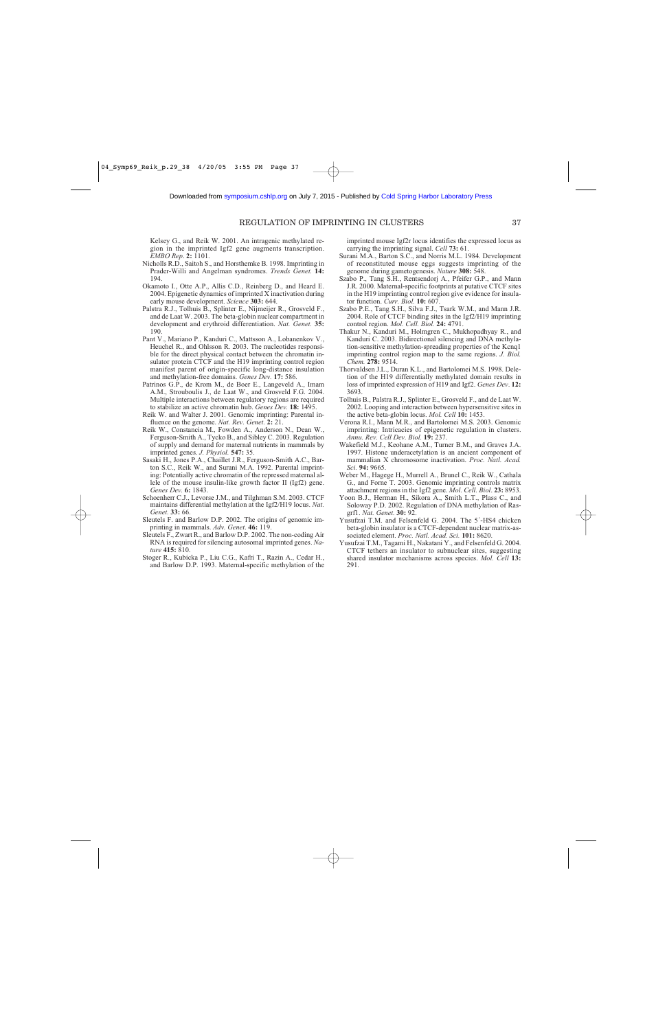Kelsey G., and Reik W. 2001. An intragenic methylated region in the imprinted Igf2 gene augments transcription. *EMBO Rep*. **2:** 1101.

Nicholls R.D., Saitoh S., and Horsthemke B. 1998. Imprinting in Prader-Willi and Angelman syndromes. *Trends Genet.* **14:** 194.

Okamoto I., Otte A.P., Allis C.D., Reinberg D., and Heard E. 2004. Epigenetic dynamics of imprinted X inactivation during early mouse development. *Science* **303:** 644.

Palstra R.J., Tolhuis B., Splinter E., Nijmeijer R., Grosveld F., and de Laat W. 2003. The beta-globin nuclear compartment in development and erythroid differentiation. *Nat. Genet.* **35:** 190.

Pant V., Mariano P., Kanduri C., Mattsson A., Lobanenkov V., Heuchel R., and Ohlsson R. 2003. The nucleotides responsible for the direct physical contact between the chromatin insulator protein CTCF and the H19 imprinting control region manifest parent of origin-specific long-distance insulation and methylation-free domains. *Genes Dev.* **17:** 586.

Patrinos G.P., de Krom M., de Boer E., Langeveld A., Imam A.M., Strouboulis J., de Laat W., and Grosveld F.G. 2004. Multiple interactions between regulatory regions are required to stabilize an active chromatin hub. *Genes Dev.* **18:** 1495.

Reik W. and Walter J. 2001. Genomic imprinting: Parental influence on the genome. *Nat. Rev. Genet.* **2:** 21.

Reik W., Constancia M., Fowden A., Anderson N., Dean W., Ferguson-Smith A., Tycko B., and Sibley C. 2003. Regulation of supply and demand for maternal nutrients in mammals by imprinted genes. *J. Physiol.* **547:** 35.

Sasaki H., Jones P.A., Chaillet J.R., Ferguson-Smith A.C., Barton S.C., Reik W., and Surani M.A. 1992. Parental imprinting: Potentially active chromatin of the repressed maternal allele of the mouse insulin-like growth factor II (Igf2) gene. *Genes Dev.* **6:** 1843.

Schoenherr C.J., Levorse J.M., and Tilghman S.M. 2003. CTCF maintains differential methylation at the Igf2/H19 locus. *Nat. Genet.* **33:** 66.

Sleutels F. and Barlow D.P. 2002. The origins of genomic imprinting in mammals. *Adv. Genet.* **46:** 119.

Sleutels F., Zwart R., and Barlow D.P. 2002. The non-coding Air RNA is required for silencing autosomal imprinted genes. *Nature* **415:** 810.

Stoger R., Kubicka P., Liu C.G., Kafri T., Razin A., Cedar H., and Barlow D.P. 1993. Maternal-specific methylation of the imprinted mouse Igf2r locus identifies the expressed locus as carrying the imprinting signal. *Cell* **73:** 61.

Surani M.A., Barton S.C., and Norris M.L. 1984. Development of reconstituted mouse eggs suggests imprinting of the genome during gametogenesis. *Nature* **308:** 548.

Szabo P., Tang S.H., Rentsendorj A., Pfeifer G.P., and Mann J.R. 2000. Maternal-specific footprints at putative CTCF sites in the H19 imprinting control region give evidence for insulator function. *Curr. Biol.* **10:** 607.

Szabo P.E., Tang S.H., Silva F.J., Tsark W.M., and Mann J.R. 2004. Role of CTCF binding sites in the Igf2/H19 imprinting control region. *Mol. Cell. Biol.* **24:** 4791.

Thakur N., Kanduri M., Holmgren C., Mukhopadhyay R., and Kanduri C. 2003. Bidirectional silencing and DNA methylation-sensitive methylation-spreading properties of the Kcnq1 imprinting control region map to the same regions. *J. Biol. Chem.* **278:** 9514.

Thorvaldsen J.L., Duran K.L., and Bartolomei M.S. 1998. Deletion of the H19 differentially methylated domain results in loss of imprinted expression of H19 and Igf2. *Genes Dev*. **12:** 3693.

Tolhuis B., Palstra R.J., Splinter E., Grosveld F., and de Laat W. 2002. Looping and interaction between hypersensitive sites in the active beta-globin locus. *Mol. Cell* **10:** 1453.

Verona R.I., Mann M.R., and Bartolomei M.S. 2003. Genomic imprinting: Intricacies of epigenetic regulation in clusters. *Annu. Rev. Cell Dev. Biol.* **19:** 237.

Wakefield M.J., Keohane A.M., Turner B.M., and Graves J.A. 1997. Histone underacetylation is an ancient component of mammalian X chromosome inactivation. *Proc. Natl. Acad. Sci*. **94:** 9665.

Weber M., Hagege H., Murrell A., Brunel C., Reik W., Cathala G., and Forne T. 2003. Genomic imprinting controls matrix attachment regions in the Igf2 gene. *Mol. Cell. Biol.* **23:** 8953.

Yoon B.J., Herman H., Sikora A., Smith L.T., Plass C., and Soloway P.D. 2002. Regulation of DNA methylation of Rasgrf1. *Nat. Genet.* **30:** 92.

Yusufzai T.M. and Felsenfeld G. 2004. The 5′-HS4 chicken beta-globin insulator is a CTCF-dependent nuclear matrix-associated element. *Proc. Natl. Acad. Sci.* **101:** 8620.

Yusufzai T.M., Tagami H., Nakatani Y., and Felsenfeld G. 2004. CTCF tethers an insulator to subnuclear sites, suggesting shared insulator mechanisms across species. *Mol. Cell* **13:** 291.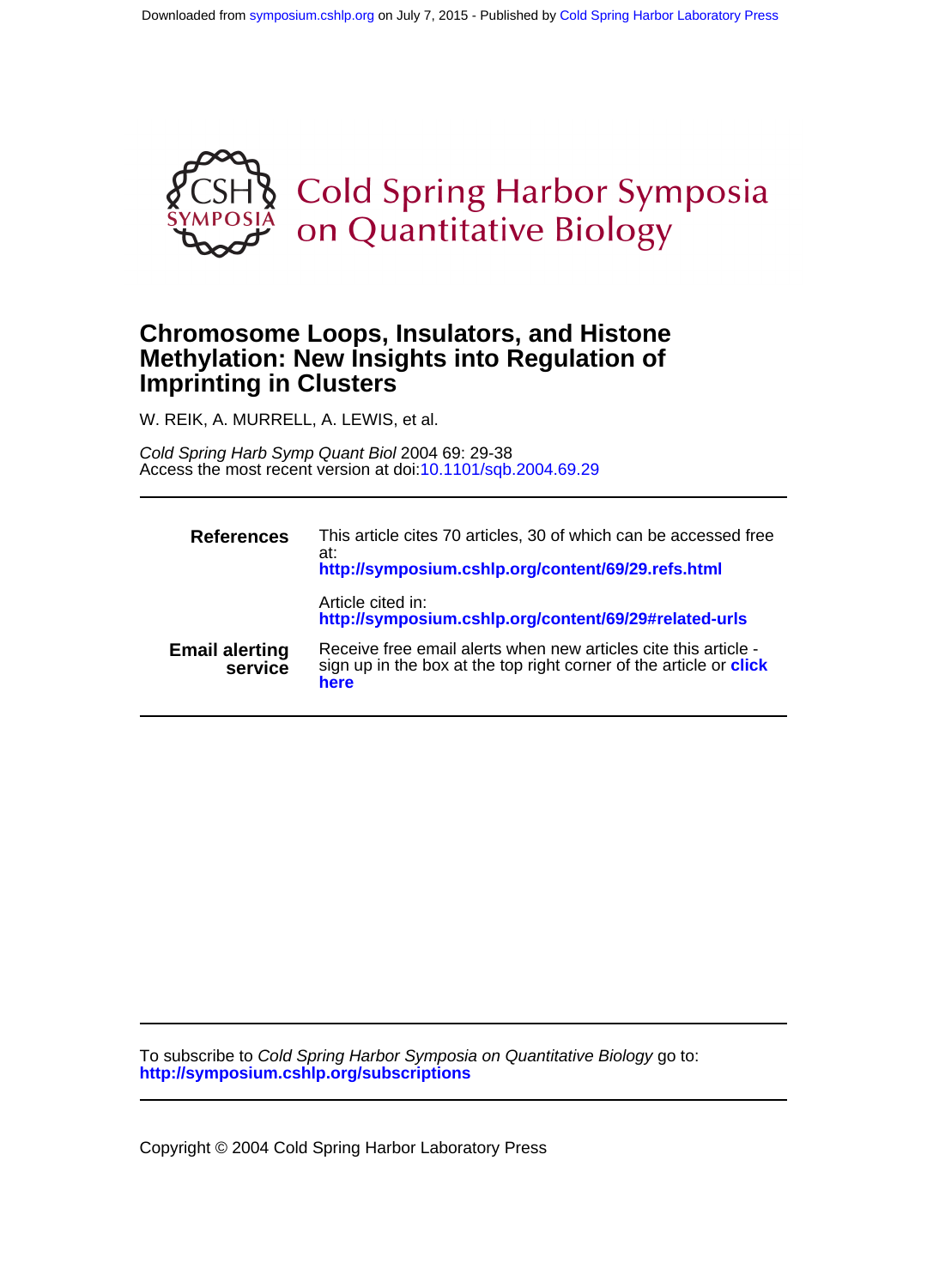Downloaded from symposium.cshlp.org on July 7, 2015 - Published by Cold Spring Harbor Laboratory Press

Cold Spring Harbor Symposia on Quantitative Biology

# Chromosome Loops, Insulators, and Histone Methylation: New Insights into Regulation of Imprinting in Clusters

W. REIK, A. MURRELL, A. LEWIS, et al.

*Cold Spring Harb Symp Quant Biol* 2004 69: 29-38
Access the most recent version at doi:10.1101/sqb.2004.69.29

| | |
|---|---|
| **References** | This article cites 70 articles, 30 of which can be accessed free at: **http://symposium.cshlp.org/content/69/29.refs.html** |
| | Article cited in: **http://symposium.cshlp.org/content/69/29#related-urls** |
| **Email alerting service** | Receive free email alerts when new articles cite this article - sign up in the box at the top right corner of the article or **click here** |

To subscribe to *Cold Spring Harbor Symposia on Quantitative Biology* go to:
**http://symposium.cshlp.org/subscriptions**

Copyright © 2004 Cold Spring Harbor Laboratory Press